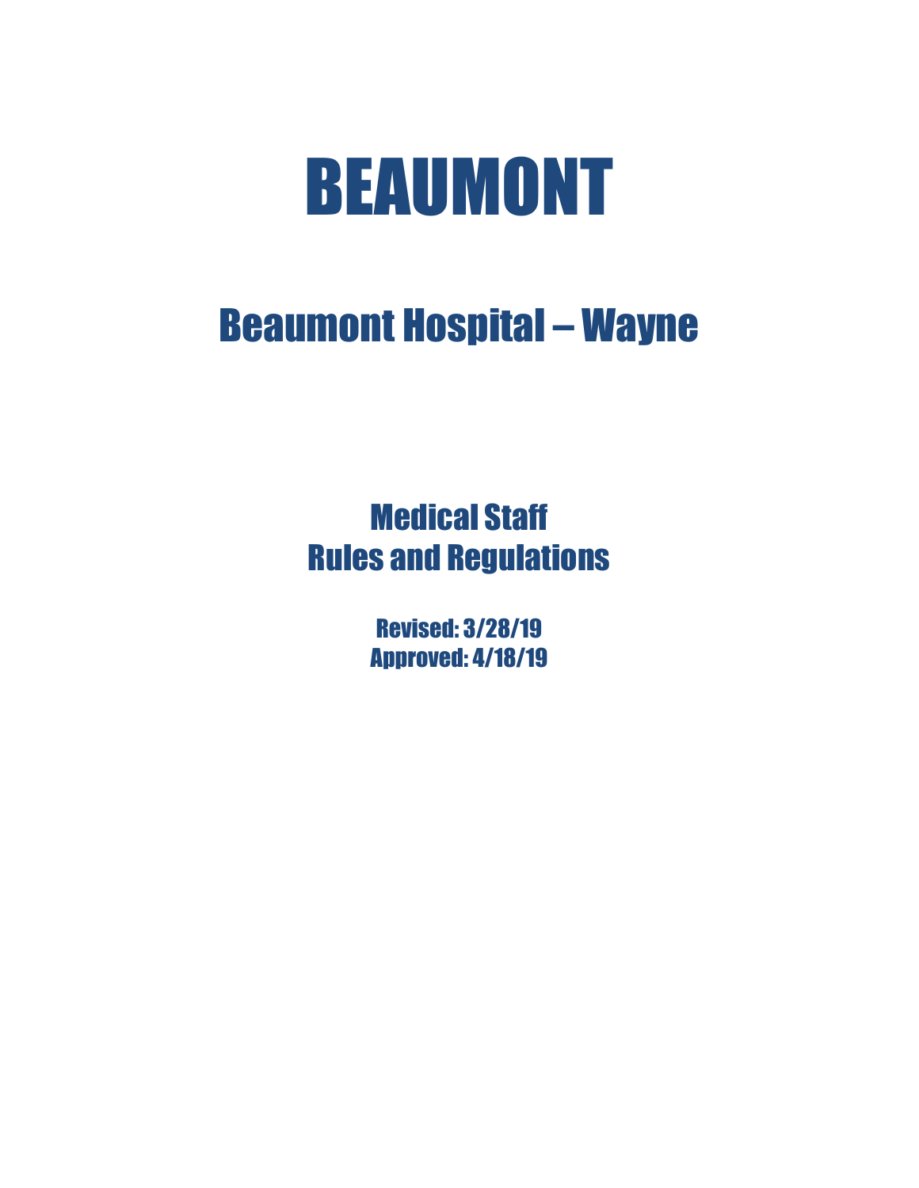# BEAUMONT

## Beaumont Hospital – Wayne

### Medical Staff
### Rules and Regulations

**Revised: 3/28/19**
**Approved: 4/18/19**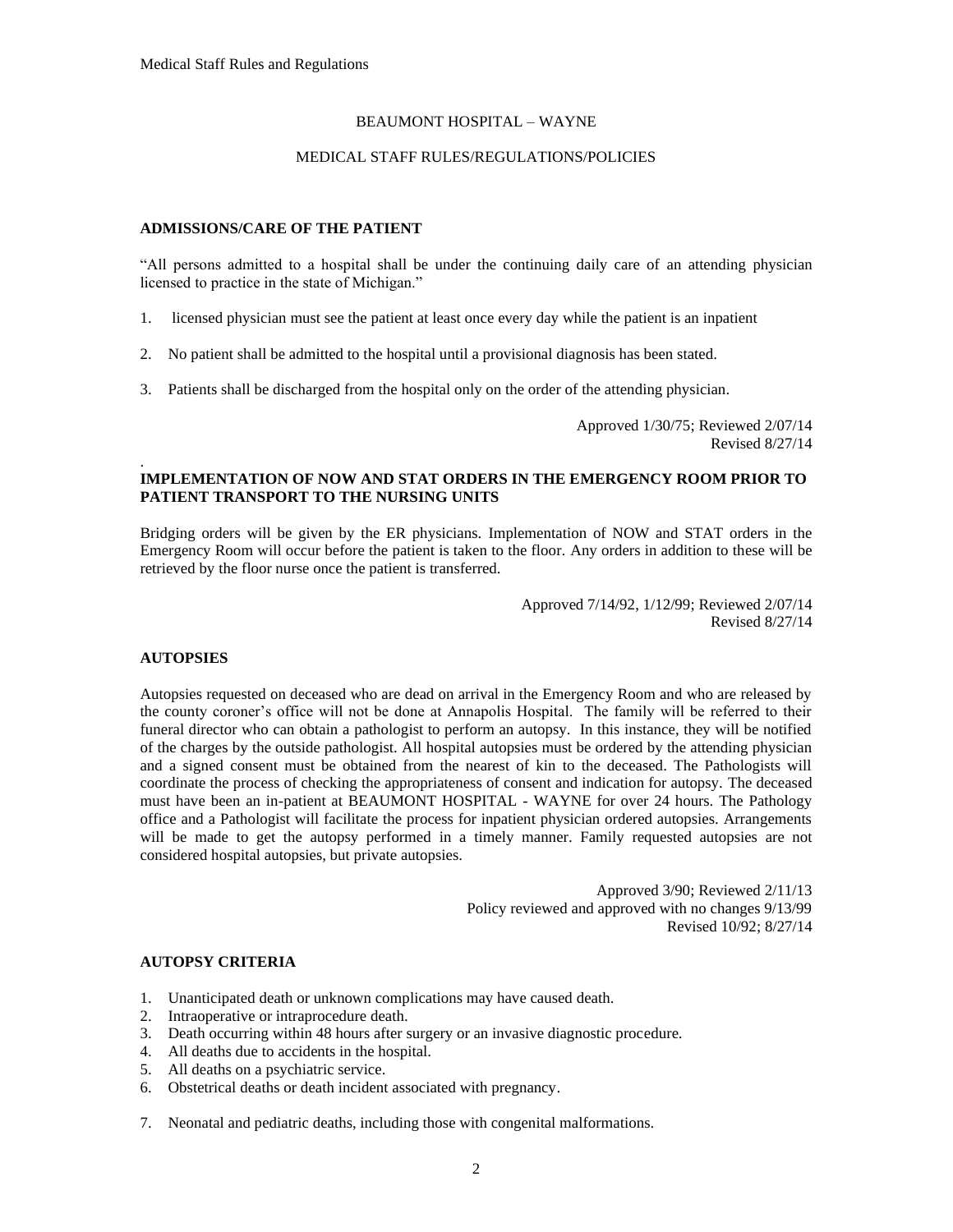BEAUMONT HOSPITAL – WAYNE

MEDICAL STAFF RULES/REGULATIONS/POLICIES

**ADMISSIONS/CARE OF THE PATIENT**

"All persons admitted to a hospital shall be under the continuing daily care of an attending physician licensed to practice in the state of Michigan."

1. licensed physician must see the patient at least once every day while the patient is an inpatient
2. No patient shall be admitted to the hospital until a provisional diagnosis has been stated.
3. Patients shall be discharged from the hospital only on the order of the attending physician.

Approved 1/30/75; Reviewed 2/07/14
Revised 8/27/14

.

**IMPLEMENTATION OF NOW AND STAT ORDERS IN THE EMERGENCY ROOM PRIOR TO PATIENT TRANSPORT TO THE NURSING UNITS**

Bridging orders will be given by the ER physicians. Implementation of NOW and STAT orders in the Emergency Room will occur before the patient is taken to the floor. Any orders in addition to these will be retrieved by the floor nurse once the patient is transferred.

Approved 7/14/92, 1/12/99; Reviewed 2/07/14
Revised 8/27/14

**AUTOPSIES**

Autopsies requested on deceased who are dead on arrival in the Emergency Room and who are released by the county coroner's office will not be done at Annapolis Hospital. The family will be referred to their funeral director who can obtain a pathologist to perform an autopsy. In this instance, they will be notified of the charges by the outside pathologist. All hospital autopsies must be ordered by the attending physician and a signed consent must be obtained from the nearest of kin to the deceased. The Pathologists will coordinate the process of checking the appropriateness of consent and indication for autopsy. The deceased must have been an in-patient at BEAUMONT HOSPITAL - WAYNE for over 24 hours. The Pathology office and a Pathologist will facilitate the process for inpatient physician ordered autopsies. Arrangements will be made to get the autopsy performed in a timely manner. Family requested autopsies are not considered hospital autopsies, but private autopsies.

Approved 3/90; Reviewed 2/11/13
Policy reviewed and approved with no changes 9/13/99
Revised 10/92; 8/27/14

**AUTOPSY CRITERIA**

1. Unanticipated death or unknown complications may have caused death.
2. Intraoperative or intraprocedure death.
3. Death occurring within 48 hours after surgery or an invasive diagnostic procedure.
4. All deaths due to accidents in the hospital.
5. All deaths on a psychiatric service.
6. Obstetrical deaths or death incident associated with pregnancy.
7. Neonatal and pediatric deaths, including those with congenital malformations.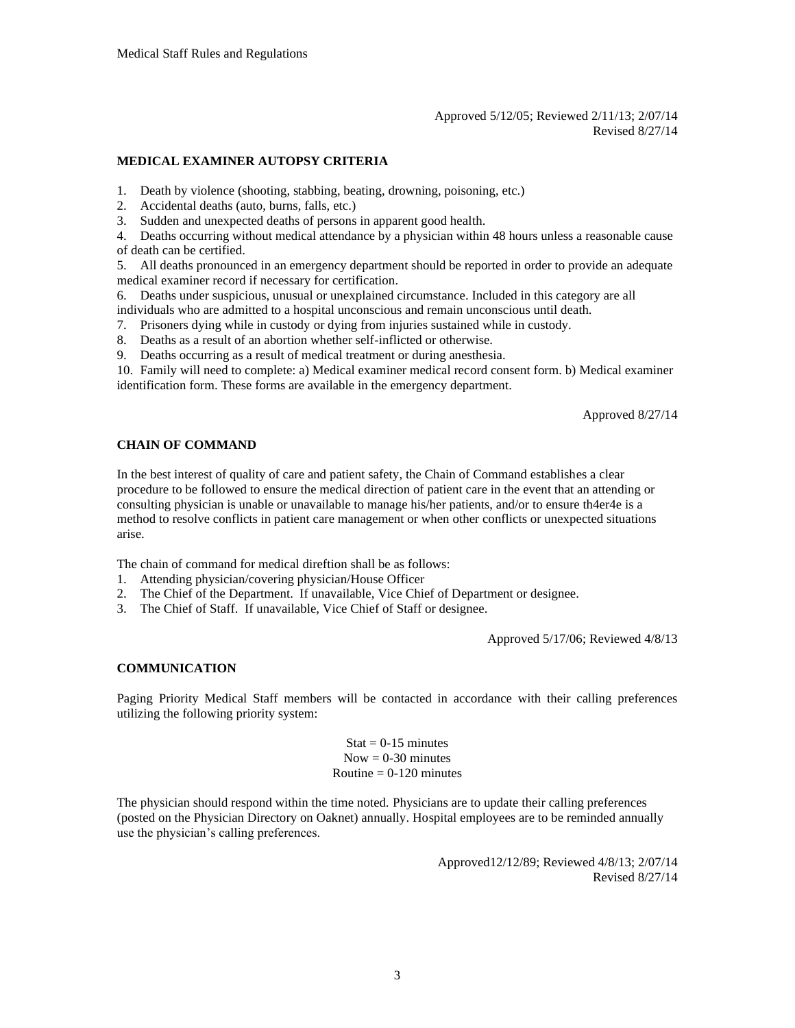Approved 5/12/05; Reviewed 2/11/13; 2/07/14
Revised 8/27/14

## MEDICAL EXAMINER AUTOPSY CRITERIA

1. Death by violence (shooting, stabbing, beating, drowning, poisoning, etc.)
2. Accidental deaths (auto, burns, falls, etc.)
3. Sudden and unexpected deaths of persons in apparent good health.
4. Deaths occurring without medical attendance by a physician within 48 hours unless a reasonable cause of death can be certified.
5. All deaths pronounced in an emergency department should be reported in order to provide an adequate medical examiner record if necessary for certification.
6. Deaths under suspicious, unusual or unexplained circumstance. Included in this category are all individuals who are admitted to a hospital unconscious and remain unconscious until death.
7. Prisoners dying while in custody or dying from injuries sustained while in custody.
8. Deaths as a result of an abortion whether self-inflicted or otherwise.
9. Deaths occurring as a result of medical treatment or during anesthesia.
10. Family will need to complete: a) Medical examiner medical record consent form. b) Medical examiner identification form. These forms are available in the emergency department.

Approved 8/27/14

## CHAIN OF COMMAND

In the best interest of quality of care and patient safety, the Chain of Command establishes a clear procedure to be followed to ensure the medical direction of patient care in the event that an attending or consulting physician is unable or unavailable to manage his/her patients, and/or to ensure th4er4e is a method to resolve conflicts in patient care management or when other conflicts or unexpected situations arise.

The chain of command for medical direftion shall be as follows:

1. Attending physician/covering physician/House Officer
2. The Chief of the Department. If unavailable, Vice Chief of Department or designee.
3. The Chief of Staff. If unavailable, Vice Chief of Staff or designee.

Approved 5/17/06; Reviewed 4/8/13

## COMMUNICATION

Paging Priority Medical Staff members will be contacted in accordance with their calling preferences utilizing the following priority system:

Stat = 0-15 minutes
Now = 0-30 minutes
Routine = 0-120 minutes

The physician should respond within the time noted. Physicians are to update their calling preferences (posted on the Physician Directory on Oaknet) annually. Hospital employees are to be reminded annually use the physician's calling preferences.

Approved12/12/89; Reviewed 4/8/13; 2/07/14
Revised 8/27/14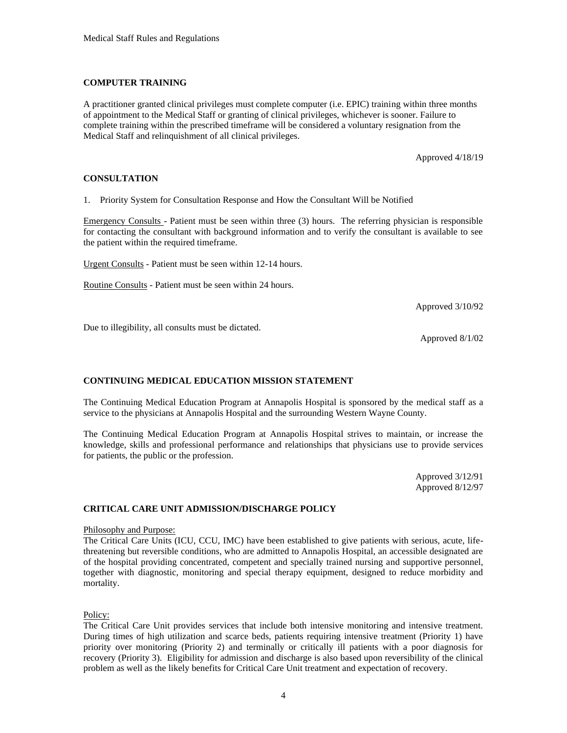## COMPUTER TRAINING

A practitioner granted clinical privileges must complete computer (i.e. EPIC) training within three months of appointment to the Medical Staff or granting of clinical privileges, whichever is sooner. Failure to complete training within the prescribed timeframe will be considered a voluntary resignation from the Medical Staff and relinquishment of all clinical privileges.

Approved 4/18/19

## CONSULTATION

1. Priority System for Consultation Response and How the Consultant Will be Notified

Emergency Consults - Patient must be seen within three (3) hours. The referring physician is responsible for contacting the consultant with background information and to verify the consultant is available to see the patient within the required timeframe.

Urgent Consults - Patient must be seen within 12-14 hours.

Routine Consults - Patient must be seen within 24 hours.

Approved 3/10/92

Due to illegibility, all consults must be dictated.

Approved 8/1/02

## CONTINUING MEDICAL EDUCATION MISSION STATEMENT

The Continuing Medical Education Program at Annapolis Hospital is sponsored by the medical staff as a service to the physicians at Annapolis Hospital and the surrounding Western Wayne County.

The Continuing Medical Education Program at Annapolis Hospital strives to maintain, or increase the knowledge, skills and professional performance and relationships that physicians use to provide services for patients, the public or the profession.

Approved 3/12/91
Approved 8/12/97

## CRITICAL CARE UNIT ADMISSION/DISCHARGE POLICY

Philosophy and Purpose:
The Critical Care Units (ICU, CCU, IMC) have been established to give patients with serious, acute, life-threatening but reversible conditions, who are admitted to Annapolis Hospital, an accessible designated are of the hospital providing concentrated, competent and specially trained nursing and supportive personnel, together with diagnostic, monitoring and special therapy equipment, designed to reduce morbidity and mortality.

Policy:
The Critical Care Unit provides services that include both intensive monitoring and intensive treatment. During times of high utilization and scarce beds, patients requiring intensive treatment (Priority 1) have priority over monitoring (Priority 2) and terminally or critically ill patients with a poor diagnosis for recovery (Priority 3). Eligibility for admission and discharge is also based upon reversibility of the clinical problem as well as the likely benefits for Critical Care Unit treatment and expectation of recovery.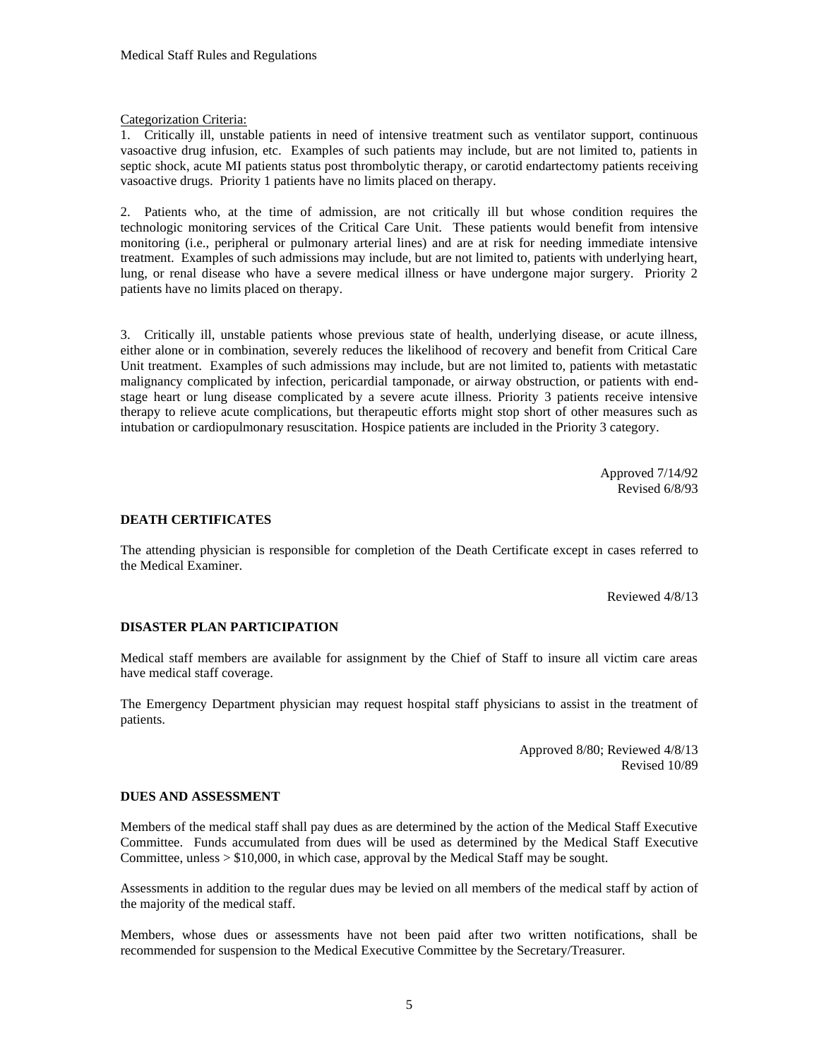Categorization Criteria:

1. Critically ill, unstable patients in need of intensive treatment such as ventilator support, continuous vasoactive drug infusion, etc. Examples of such patients may include, but are not limited to, patients in septic shock, acute MI patients status post thrombolytic therapy, or carotid endartectomy patients receiving vasoactive drugs. Priority 1 patients have no limits placed on therapy.

2. Patients who, at the time of admission, are not critically ill but whose condition requires the technologic monitoring services of the Critical Care Unit. These patients would benefit from intensive monitoring (i.e., peripheral or pulmonary arterial lines) and are at risk for needing immediate intensive treatment. Examples of such admissions may include, but are not limited to, patients with underlying heart, lung, or renal disease who have a severe medical illness or have undergone major surgery. Priority 2 patients have no limits placed on therapy.

3. Critically ill, unstable patients whose previous state of health, underlying disease, or acute illness, either alone or in combination, severely reduces the likelihood of recovery and benefit from Critical Care Unit treatment. Examples of such admissions may include, but are not limited to, patients with metastatic malignancy complicated by infection, pericardial tamponade, or airway obstruction, or patients with end-stage heart or lung disease complicated by a severe acute illness. Priority 3 patients receive intensive therapy to relieve acute complications, but therapeutic efforts might stop short of other measures such as intubation or cardiopulmonary resuscitation. Hospice patients are included in the Priority 3 category.

Approved 7/14/92
Revised 6/8/93

**DEATH CERTIFICATES**

The attending physician is responsible for completion of the Death Certificate except in cases referred to the Medical Examiner.

Reviewed 4/8/13

**DISASTER PLAN PARTICIPATION**

Medical staff members are available for assignment by the Chief of Staff to insure all victim care areas have medical staff coverage.

The Emergency Department physician may request hospital staff physicians to assist in the treatment of patients.

Approved 8/80; Reviewed 4/8/13
Revised 10/89

**DUES AND ASSESSMENT**

Members of the medical staff shall pay dues as are determined by the action of the Medical Staff Executive Committee. Funds accumulated from dues will be used as determined by the Medical Staff Executive Committee, unless > $10,000, in which case, approval by the Medical Staff may be sought.

Assessments in addition to the regular dues may be levied on all members of the medical staff by action of the majority of the medical staff.

Members, whose dues or assessments have not been paid after two written notifications, shall be recommended for suspension to the Medical Executive Committee by the Secretary/Treasurer.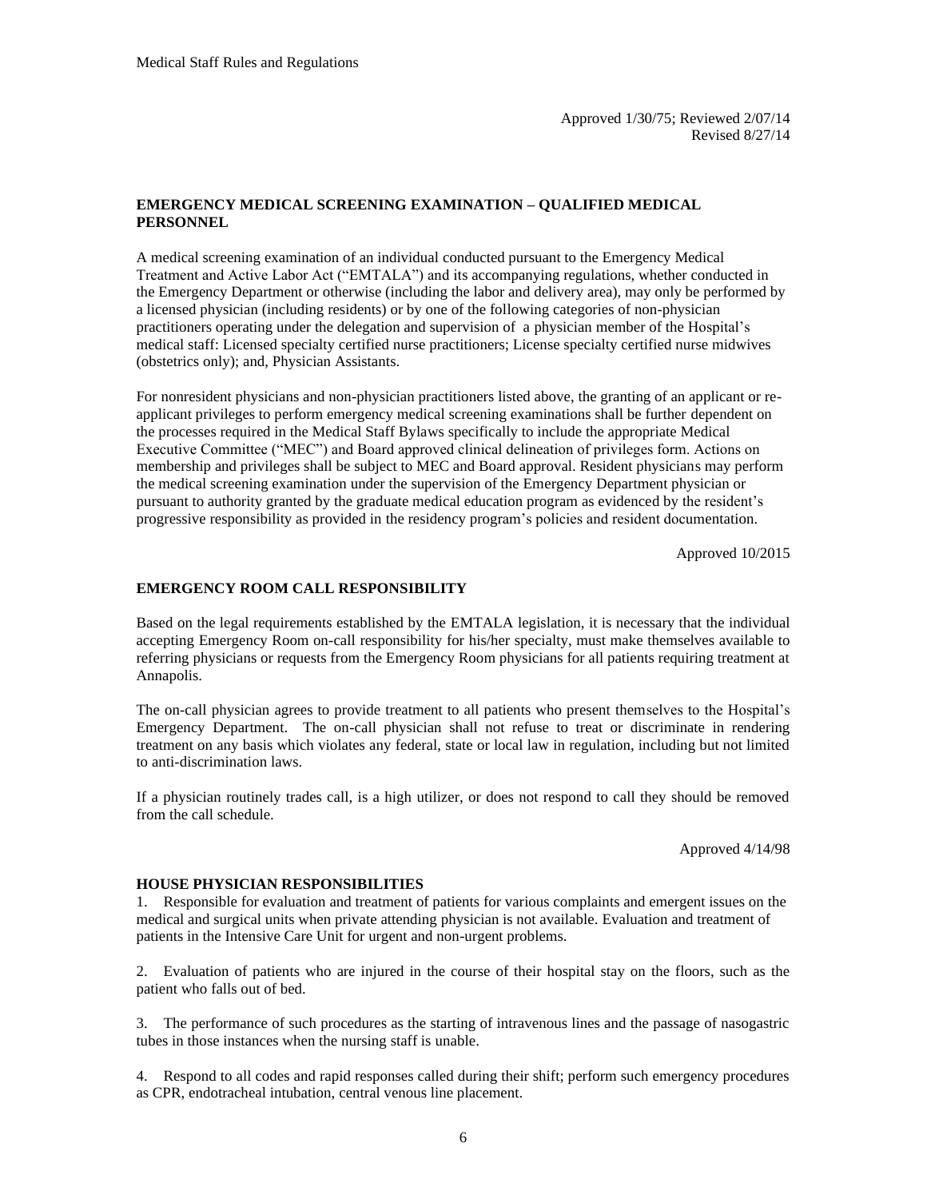Approved 1/30/75; Reviewed 2/07/14
Revised 8/27/14

## EMERGENCY MEDICAL SCREENING EXAMINATION – QUALIFIED MEDICAL PERSONNEL

A medical screening examination of an individual conducted pursuant to the Emergency Medical Treatment and Active Labor Act ("EMTALA") and its accompanying regulations, whether conducted in the Emergency Department or otherwise (including the labor and delivery area), may only be performed by a licensed physician (including residents) or by one of the following categories of non-physician practitioners operating under the delegation and supervision of a physician member of the Hospital's medical staff: Licensed specialty certified nurse practitioners; License specialty certified nurse midwives (obstetrics only); and, Physician Assistants.

For nonresident physicians and non-physician practitioners listed above, the granting of an applicant or re-applicant privileges to perform emergency medical screening examinations shall be further dependent on the processes required in the Medical Staff Bylaws specifically to include the appropriate Medical Executive Committee ("MEC") and Board approved clinical delineation of privileges form. Actions on membership and privileges shall be subject to MEC and Board approval. Resident physicians may perform the medical screening examination under the supervision of the Emergency Department physician or pursuant to authority granted by the graduate medical education program as evidenced by the resident's progressive responsibility as provided in the residency program's policies and resident documentation.

Approved 10/2015

## EMERGENCY ROOM CALL RESPONSIBILITY

Based on the legal requirements established by the EMTALA legislation, it is necessary that the individual accepting Emergency Room on-call responsibility for his/her specialty, must make themselves available to referring physicians or requests from the Emergency Room physicians for all patients requiring treatment at Annapolis.

The on-call physician agrees to provide treatment to all patients who present themselves to the Hospital's Emergency Department. The on-call physician shall not refuse to treat or discriminate in rendering treatment on any basis which violates any federal, state or local law in regulation, including but not limited to anti-discrimination laws.

If a physician routinely trades call, is a high utilizer, or does not respond to call they should be removed from the call schedule.

Approved 4/14/98

## HOUSE PHYSICIAN RESPONSIBILITIES

1. Responsible for evaluation and treatment of patients for various complaints and emergent issues on the medical and surgical units when private attending physician is not available. Evaluation and treatment of patients in the Intensive Care Unit for urgent and non-urgent problems.

2. Evaluation of patients who are injured in the course of their hospital stay on the floors, such as the patient who falls out of bed.

3. The performance of such procedures as the starting of intravenous lines and the passage of nasogastric tubes in those instances when the nursing staff is unable.

4. Respond to all codes and rapid responses called during their shift; perform such emergency procedures as CPR, endotracheal intubation, central venous line placement.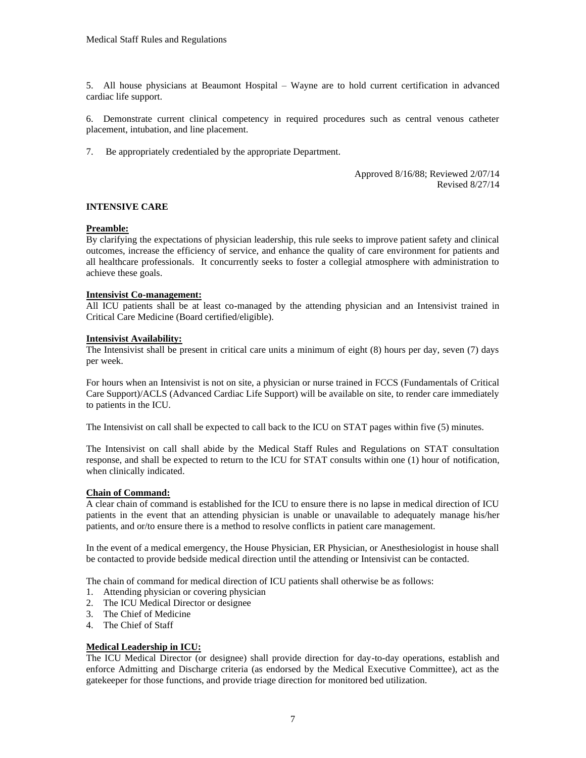5. All house physicians at Beaumont Hospital – Wayne are to hold current certification in advanced cardiac life support.

6. Demonstrate current clinical competency in required procedures such as central venous catheter placement, intubation, and line placement.

7. Be appropriately credentialed by the appropriate Department.

Approved 8/16/88; Reviewed 2/07/14
Revised 8/27/14

## INTENSIVE CARE

**Preamble:**
By clarifying the expectations of physician leadership, this rule seeks to improve patient safety and clinical outcomes, increase the efficiency of service, and enhance the quality of care environment for patients and all healthcare professionals. It concurrently seeks to foster a collegial atmosphere with administration to achieve these goals.

**Intensivist Co-management:**
All ICU patients shall be at least co-managed by the attending physician and an Intensivist trained in Critical Care Medicine (Board certified/eligible).

**Intensivist Availability:**
The Intensivist shall be present in critical care units a minimum of eight (8) hours per day, seven (7) days per week.

For hours when an Intensivist is not on site, a physician or nurse trained in FCCS (Fundamentals of Critical Care Support)/ACLS (Advanced Cardiac Life Support) will be available on site, to render care immediately to patients in the ICU.

The Intensivist on call shall be expected to call back to the ICU on STAT pages within five (5) minutes.

The Intensivist on call shall abide by the Medical Staff Rules and Regulations on STAT consultation response, and shall be expected to return to the ICU for STAT consults within one (1) hour of notification, when clinically indicated.

**Chain of Command:**
A clear chain of command is established for the ICU to ensure there is no lapse in medical direction of ICU patients in the event that an attending physician is unable or unavailable to adequately manage his/her patients, and or/to ensure there is a method to resolve conflicts in patient care management.

In the event of a medical emergency, the House Physician, ER Physician, or Anesthesiologist in house shall be contacted to provide bedside medical direction until the attending or Intensivist can be contacted.

The chain of command for medical direction of ICU patients shall otherwise be as follows:

1. Attending physician or covering physician
2. The ICU Medical Director or designee
3. The Chief of Medicine
4. The Chief of Staff

**Medical Leadership in ICU:**
The ICU Medical Director (or designee) shall provide direction for day-to-day operations, establish and enforce Admitting and Discharge criteria (as endorsed by the Medical Executive Committee), act as the gatekeeper for those functions, and provide triage direction for monitored bed utilization.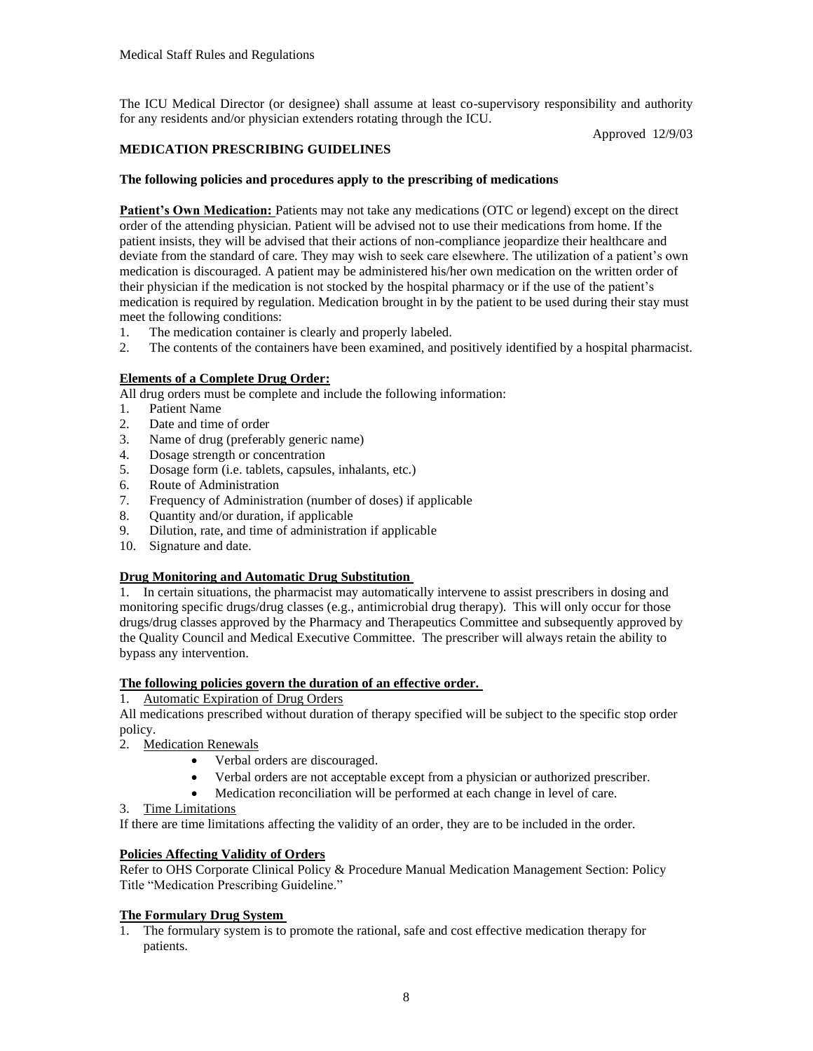The ICU Medical Director (or designee) shall assume at least co-supervisory responsibility and authority for any residents and/or physician extenders rotating through the ICU.

Approved 12/9/03

## MEDICATION PRESCRIBING GUIDELINES

**The following policies and procedures apply to the prescribing of medications**

**Patient's Own Medication:** Patients may not take any medications (OTC or legend) except on the direct order of the attending physician. Patient will be advised not to use their medications from home. If the patient insists, they will be advised that their actions of non-compliance jeopardize their healthcare and deviate from the standard of care. They may wish to seek care elsewhere. The utilization of a patient's own medication is discouraged. A patient may be administered his/her own medication on the written order of their physician if the medication is not stocked by the hospital pharmacy or if the use of the patient's medication is required by regulation. Medication brought in by the patient to be used during their stay must meet the following conditions:

1. The medication container is clearly and properly labeled.
2. The contents of the containers have been examined, and positively identified by a hospital pharmacist.

**Elements of a Complete Drug Order:**

All drug orders must be complete and include the following information:

1. Patient Name
2. Date and time of order
3. Name of drug (preferably generic name)
4. Dosage strength or concentration
5. Dosage form (i.e. tablets, capsules, inhalants, etc.)
6. Route of Administration
7. Frequency of Administration (number of doses) if applicable
8. Quantity and/or duration, if applicable
9. Dilution, rate, and time of administration if applicable
10. Signature and date.

**Drug Monitoring and Automatic Drug Substitution**

1. In certain situations, the pharmacist may automatically intervene to assist prescribers in dosing and monitoring specific drugs/drug classes (e.g., antimicrobial drug therapy). This will only occur for those drugs/drug classes approved by the Pharmacy and Therapeutics Committee and subsequently approved by the Quality Council and Medical Executive Committee. The prescriber will always retain the ability to bypass any intervention.

**The following policies govern the duration of an effective order.**

1. Automatic Expiration of Drug Orders

All medications prescribed without duration of therapy specified will be subject to the specific stop order policy.

2. Medication Renewals
    - Verbal orders are discouraged.
    - Verbal orders are not acceptable except from a physician or authorized prescriber.
    - Medication reconciliation will be performed at each change in level of care.
3. Time Limitations

If there are time limitations affecting the validity of an order, they are to be included in the order.

**Policies Affecting Validity of Orders**

Refer to OHS Corporate Clinical Policy & Procedure Manual Medication Management Section: Policy Title "Medication Prescribing Guideline."

**The Formulary Drug System**

1. The formulary system is to promote the rational, safe and cost effective medication therapy for patients.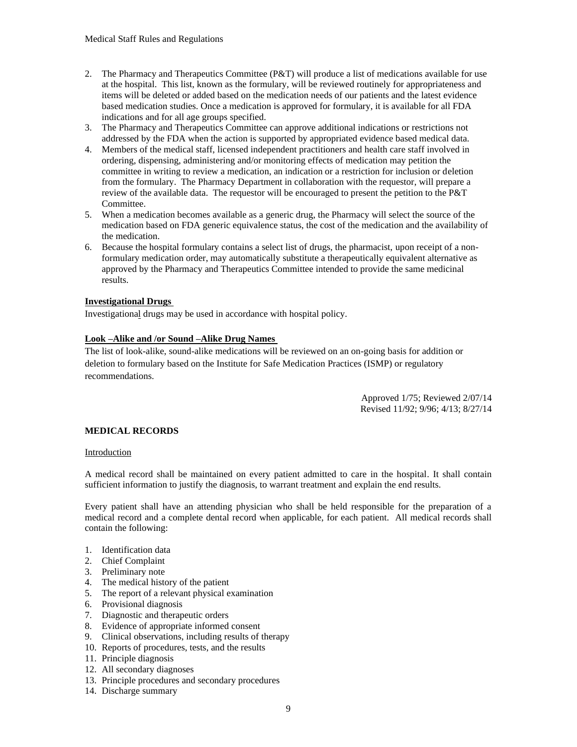2. The Pharmacy and Therapeutics Committee (P&T) will produce a list of medications available for use at the hospital. This list, known as the formulary, will be reviewed routinely for appropriateness and items will be deleted or added based on the medication needs of our patients and the latest evidence based medication studies. Once a medication is approved for formulary, it is available for all FDA indications and for all age groups specified.
3. The Pharmacy and Therapeutics Committee can approve additional indications or restrictions not addressed by the FDA when the action is supported by appropriated evidence based medical data.
4. Members of the medical staff, licensed independent practitioners and health care staff involved in ordering, dispensing, administering and/or monitoring effects of medication may petition the committee in writing to review a medication, an indication or a restriction for inclusion or deletion from the formulary. The Pharmacy Department in collaboration with the requestor, will prepare a review of the available data. The requestor will be encouraged to present the petition to the P&T Committee.
5. When a medication becomes available as a generic drug, the Pharmacy will select the source of the medication based on FDA generic equivalence status, the cost of the medication and the availability of the medication.
6. Because the hospital formulary contains a select list of drugs, the pharmacist, upon receipt of a non-formulary medication order, may automatically substitute a therapeutically equivalent alternative as approved by the Pharmacy and Therapeutics Committee intended to provide the same medicinal results.

**Investigational Drugs**

Investigational drugs may be used in accordance with hospital policy.

**Look –Alike and /or Sound –Alike Drug Names**

The list of look-alike, sound-alike medications will be reviewed on an on-going basis for addition or deletion to formulary based on the Institute for Safe Medication Practices (ISMP) or regulatory recommendations.

Approved 1/75; Reviewed 2/07/14
Revised 11/92; 9/96; 4/13; 8/27/14

**MEDICAL RECORDS**

Introduction

A medical record shall be maintained on every patient admitted to care in the hospital. It shall contain sufficient information to justify the diagnosis, to warrant treatment and explain the end results.

Every patient shall have an attending physician who shall be held responsible for the preparation of a medical record and a complete dental record when applicable, for each patient. All medical records shall contain the following:

1. Identification data
2. Chief Complaint
3. Preliminary note
4. The medical history of the patient
5. The report of a relevant physical examination
6. Provisional diagnosis
7. Diagnostic and therapeutic orders
8. Evidence of appropriate informed consent
9. Clinical observations, including results of therapy
10. Reports of procedures, tests, and the results
11. Principle diagnosis
12. All secondary diagnoses
13. Principle procedures and secondary procedures
14. Discharge summary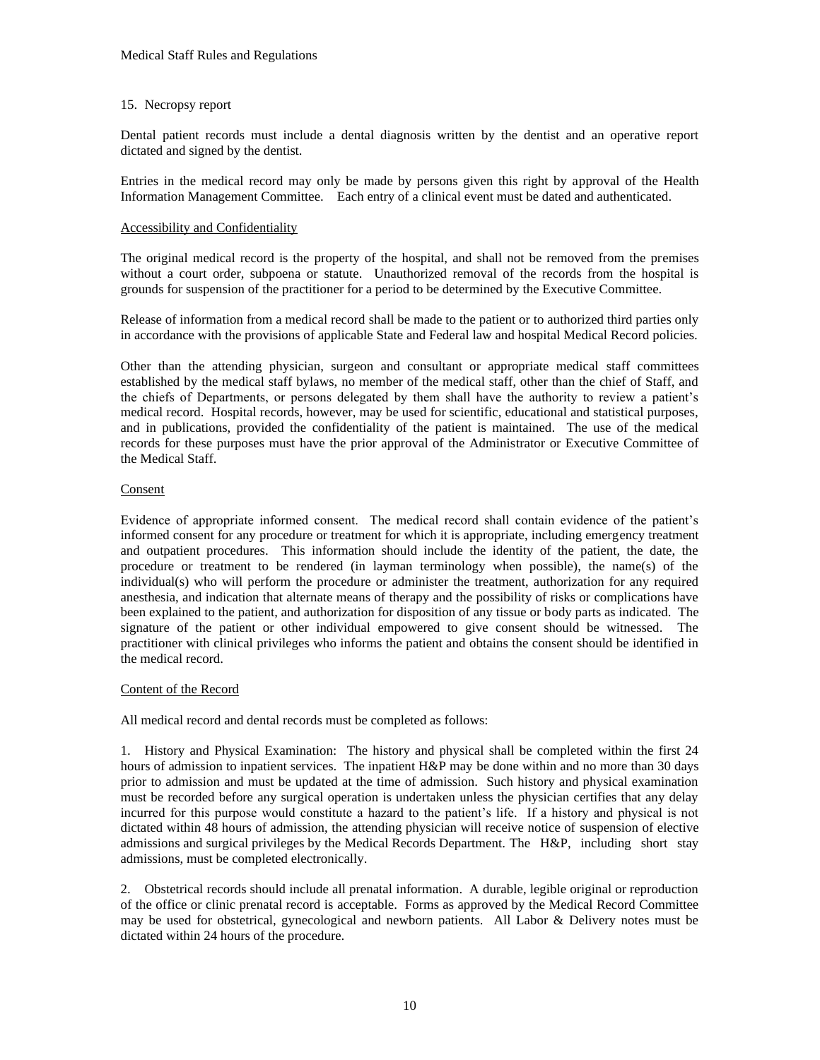15. Necropsy report

Dental patient records must include a dental diagnosis written by the dentist and an operative report dictated and signed by the dentist.

Entries in the medical record may only be made by persons given this right by approval of the Health Information Management Committee. Each entry of a clinical event must be dated and authenticated.

Accessibility and Confidentiality

The original medical record is the property of the hospital, and shall not be removed from the premises without a court order, subpoena or statute. Unauthorized removal of the records from the hospital is grounds for suspension of the practitioner for a period to be determined by the Executive Committee.

Release of information from a medical record shall be made to the patient or to authorized third parties only in accordance with the provisions of applicable State and Federal law and hospital Medical Record policies.

Other than the attending physician, surgeon and consultant or appropriate medical staff committees established by the medical staff bylaws, no member of the medical staff, other than the chief of Staff, and the chiefs of Departments, or persons delegated by them shall have the authority to review a patient's medical record. Hospital records, however, may be used for scientific, educational and statistical purposes, and in publications, provided the confidentiality of the patient is maintained. The use of the medical records for these purposes must have the prior approval of the Administrator or Executive Committee of the Medical Staff.

Consent

Evidence of appropriate informed consent. The medical record shall contain evidence of the patient's informed consent for any procedure or treatment for which it is appropriate, including emergency treatment and outpatient procedures. This information should include the identity of the patient, the date, the procedure or treatment to be rendered (in layman terminology when possible), the name(s) of the individual(s) who will perform the procedure or administer the treatment, authorization for any required anesthesia, and indication that alternate means of therapy and the possibility of risks or complications have been explained to the patient, and authorization for disposition of any tissue or body parts as indicated. The signature of the patient or other individual empowered to give consent should be witnessed. The practitioner with clinical privileges who informs the patient and obtains the consent should be identified in the medical record.

Content of the Record

All medical record and dental records must be completed as follows:

1. History and Physical Examination: The history and physical shall be completed within the first 24 hours of admission to inpatient services. The inpatient H&P may be done within and no more than 30 days prior to admission and must be updated at the time of admission. Such history and physical examination must be recorded before any surgical operation is undertaken unless the physician certifies that any delay incurred for this purpose would constitute a hazard to the patient's life. If a history and physical is not dictated within 48 hours of admission, the attending physician will receive notice of suspension of elective admissions and surgical privileges by the Medical Records Department. The H&P, including short stay admissions, must be completed electronically.

2. Obstetrical records should include all prenatal information. A durable, legible original or reproduction of the office or clinic prenatal record is acceptable. Forms as approved by the Medical Record Committee may be used for obstetrical, gynecological and newborn patients. All Labor & Delivery notes must be dictated within 24 hours of the procedure.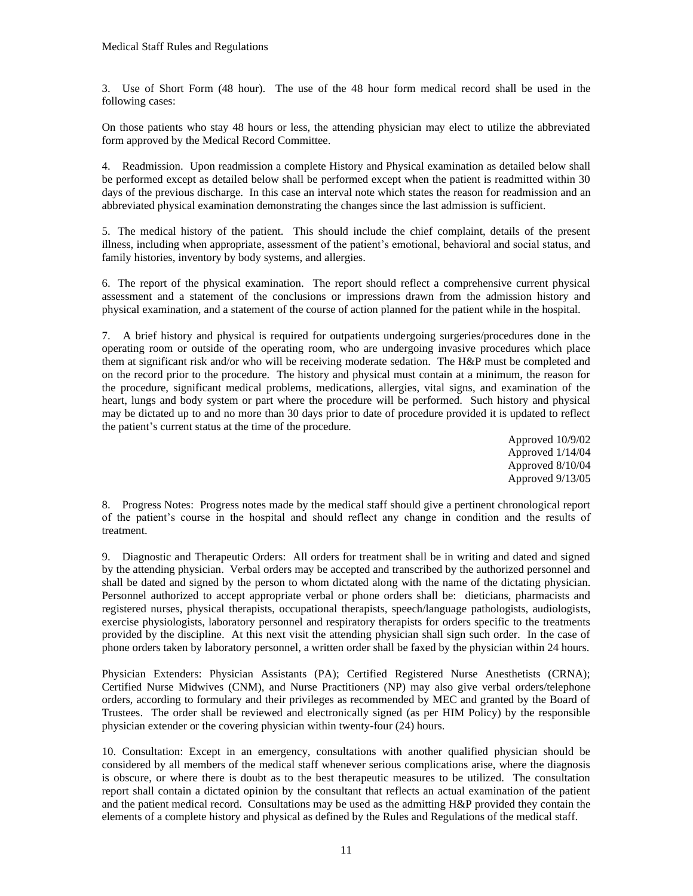3. Use of Short Form (48 hour). The use of the 48 hour form medical record shall be used in the following cases:

On those patients who stay 48 hours or less, the attending physician may elect to utilize the abbreviated form approved by the Medical Record Committee.

4. Readmission. Upon readmission a complete History and Physical examination as detailed below shall be performed except as detailed below shall be performed except when the patient is readmitted within 30 days of the previous discharge. In this case an interval note which states the reason for readmission and an abbreviated physical examination demonstrating the changes since the last admission is sufficient.

5. The medical history of the patient. This should include the chief complaint, details of the present illness, including when appropriate, assessment of the patient's emotional, behavioral and social status, and family histories, inventory by body systems, and allergies.

6. The report of the physical examination. The report should reflect a comprehensive current physical assessment and a statement of the conclusions or impressions drawn from the admission history and physical examination, and a statement of the course of action planned for the patient while in the hospital.

7. A brief history and physical is required for outpatients undergoing surgeries/procedures done in the operating room or outside of the operating room, who are undergoing invasive procedures which place them at significant risk and/or who will be receiving moderate sedation. The H&P must be completed and on the record prior to the procedure. The history and physical must contain at a minimum, the reason for the procedure, significant medical problems, medications, allergies, vital signs, and examination of the heart, lungs and body system or part where the procedure will be performed. Such history and physical may be dictated up to and no more than 30 days prior to date of procedure provided it is updated to reflect the patient's current status at the time of the procedure.

Approved 10/9/02
Approved 1/14/04
Approved 8/10/04
Approved 9/13/05

8. Progress Notes: Progress notes made by the medical staff should give a pertinent chronological report of the patient's course in the hospital and should reflect any change in condition and the results of treatment.

9. Diagnostic and Therapeutic Orders: All orders for treatment shall be in writing and dated and signed by the attending physician. Verbal orders may be accepted and transcribed by the authorized personnel and shall be dated and signed by the person to whom dictated along with the name of the dictating physician. Personnel authorized to accept appropriate verbal or phone orders shall be: dieticians, pharmacists and registered nurses, physical therapists, occupational therapists, speech/language pathologists, audiologists, exercise physiologists, laboratory personnel and respiratory therapists for orders specific to the treatments provided by the discipline. At this next visit the attending physician shall sign such order. In the case of phone orders taken by laboratory personnel, a written order shall be faxed by the physician within 24 hours.

Physician Extenders: Physician Assistants (PA); Certified Registered Nurse Anesthetists (CRNA); Certified Nurse Midwives (CNM), and Nurse Practitioners (NP) may also give verbal orders/telephone orders, according to formulary and their privileges as recommended by MEC and granted by the Board of Trustees. The order shall be reviewed and electronically signed (as per HIM Policy) by the responsible physician extender or the covering physician within twenty-four (24) hours.

10. Consultation: Except in an emergency, consultations with another qualified physician should be considered by all members of the medical staff whenever serious complications arise, where the diagnosis is obscure, or where there is doubt as to the best therapeutic measures to be utilized. The consultation report shall contain a dictated opinion by the consultant that reflects an actual examination of the patient and the patient medical record. Consultations may be used as the admitting H&P provided they contain the elements of a complete history and physical as defined by the Rules and Regulations of the medical staff.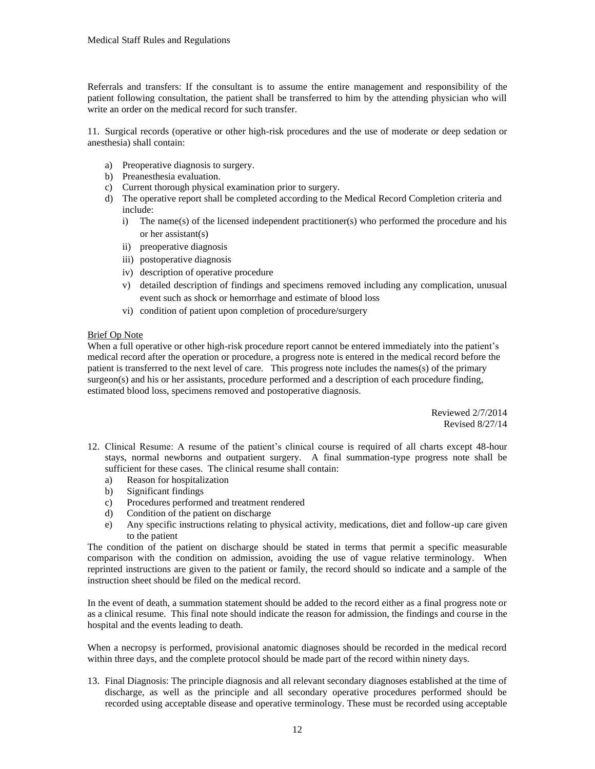Referrals and transfers: If the consultant is to assume the entire management and responsibility of the patient following consultation, the patient shall be transferred to him by the attending physician who will write an order on the medical record for such transfer.

11. Surgical records (operative or other high-risk procedures and the use of moderate or deep sedation or anesthesia) shall contain:

   a) Preoperative diagnosis to surgery.
   b) Preanesthesia evaluation.
   c) Current thorough physical examination prior to surgery.
   d) The operative report shall be completed according to the Medical Record Completion criteria and include:
      i) The name(s) of the licensed independent practitioner(s) who performed the procedure and his or her assistant(s)
      ii) preoperative diagnosis
      iii) postoperative diagnosis
      iv) description of operative procedure
      v) detailed description of findings and specimens removed including any complication, unusual event such as shock or hemorrhage and estimate of blood loss
      vi) condition of patient upon completion of procedure/surgery

<u>Brief Op Note</u>
When a full operative or other high-risk procedure report cannot be entered immediately into the patient's medical record after the operation or procedure, a progress note is entered in the medical record before the patient is transferred to the next level of care. This progress note includes the names(s) of the primary surgeon(s) and his or her assistants, procedure performed and a description of each procedure finding, estimated blood loss, specimens removed and postoperative diagnosis.

Reviewed 2/7/2014
Revised 8/27/14

12. Clinical Resume: A resume of the patient's clinical course is required of all charts except 48-hour stays, normal newborns and outpatient surgery. A final summation-type progress note shall be sufficient for these cases. The clinical resume shall contain:
    a) Reason for hospitalization
    b) Significant findings
    c) Procedures performed and treatment rendered
    d) Condition of the patient on discharge
    e) Any specific instructions relating to physical activity, medications, diet and follow-up care given to the patient

The condition of the patient on discharge should be stated in terms that permit a specific measurable comparison with the condition on admission, avoiding the use of vague relative terminology. When reprinted instructions are given to the patient or family, the record should so indicate and a sample of the instruction sheet should be filed on the medical record.

In the event of death, a summation statement should be added to the record either as a final progress note or as a clinical resume. This final note should indicate the reason for admission, the findings and course in the hospital and the events leading to death.

When a necropsy is performed, provisional anatomic diagnoses should be recorded in the medical record within three days, and the complete protocol should be made part of the record within ninety days.

13. Final Diagnosis: The principle diagnosis and all relevant secondary diagnoses established at the time of discharge, as well as the principle and all secondary operative procedures performed should be recorded using acceptable disease and operative terminology. These must be recorded using acceptable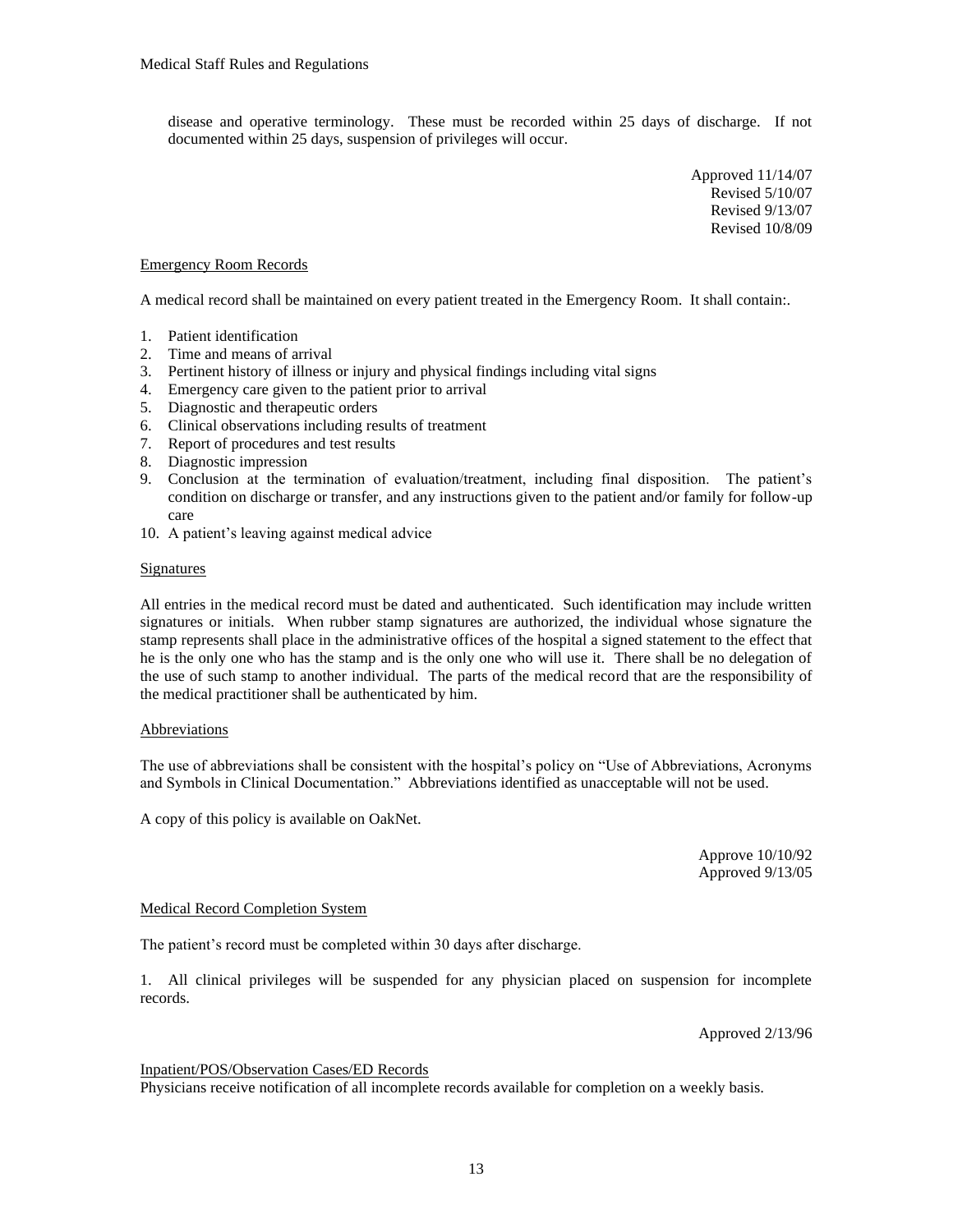disease and operative terminology. These must be recorded within 25 days of discharge. If not documented within 25 days, suspension of privileges will occur.

Approved 11/14/07
Revised 5/10/07
Revised 9/13/07
Revised 10/8/09

Emergency Room Records

A medical record shall be maintained on every patient treated in the Emergency Room. It shall contain:.

1. Patient identification
2. Time and means of arrival
3. Pertinent history of illness or injury and physical findings including vital signs
4. Emergency care given to the patient prior to arrival
5. Diagnostic and therapeutic orders
6. Clinical observations including results of treatment
7. Report of procedures and test results
8. Diagnostic impression
9. Conclusion at the termination of evaluation/treatment, including final disposition. The patient's condition on discharge or transfer, and any instructions given to the patient and/or family for follow-up care
10. A patient's leaving against medical advice

Signatures

All entries in the medical record must be dated and authenticated. Such identification may include written signatures or initials. When rubber stamp signatures are authorized, the individual whose signature the stamp represents shall place in the administrative offices of the hospital a signed statement to the effect that he is the only one who has the stamp and is the only one who will use it. There shall be no delegation of the use of such stamp to another individual. The parts of the medical record that are the responsibility of the medical practitioner shall be authenticated by him.

Abbreviations

The use of abbreviations shall be consistent with the hospital's policy on "Use of Abbreviations, Acronyms and Symbols in Clinical Documentation." Abbreviations identified as unacceptable will not be used.

A copy of this policy is available on OakNet.

Approve 10/10/92
Approved 9/13/05

Medical Record Completion System

The patient's record must be completed within 30 days after discharge.

1. All clinical privileges will be suspended for any physician placed on suspension for incomplete records.

Approved 2/13/96

Inpatient/POS/Observation Cases/ED Records
Physicians receive notification of all incomplete records available for completion on a weekly basis.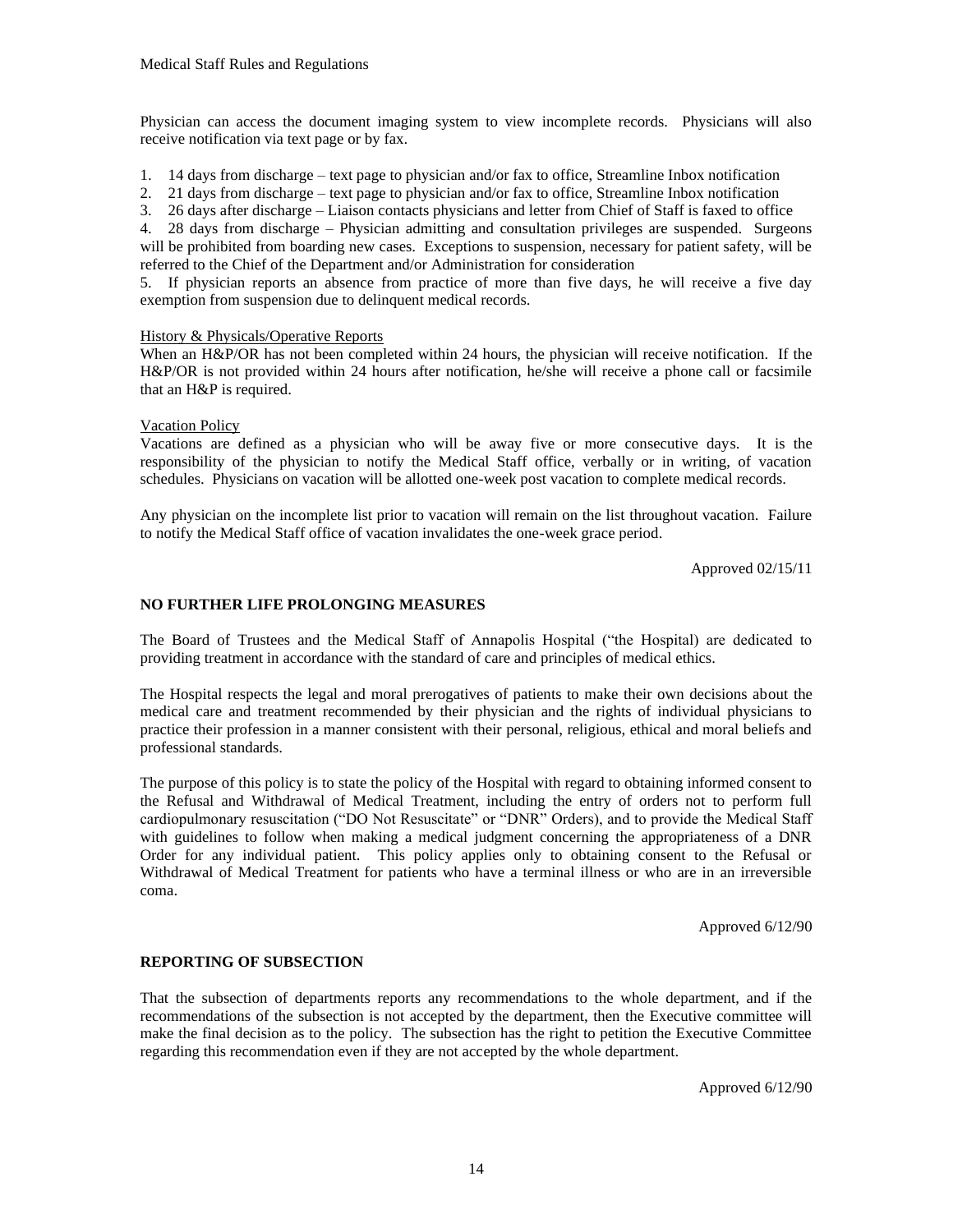Physician can access the document imaging system to view incomplete records. Physicians will also receive notification via text page or by fax.

1. 14 days from discharge – text page to physician and/or fax to office, Streamline Inbox notification
2. 21 days from discharge – text page to physician and/or fax to office, Streamline Inbox notification
3. 26 days after discharge – Liaison contacts physicians and letter from Chief of Staff is faxed to office
4. 28 days from discharge – Physician admitting and consultation privileges are suspended. Surgeons will be prohibited from boarding new cases. Exceptions to suspension, necessary for patient safety, will be referred to the Chief of the Department and/or Administration for consideration
5. If physician reports an absence from practice of more than five days, he will receive a five day exemption from suspension due to delinquent medical records.

<u>History & Physicals/Operative Reports</u>

When an H&P/OR has not been completed within 24 hours, the physician will receive notification. If the H&P/OR is not provided within 24 hours after notification, he/she will receive a phone call or facsimile that an H&P is required.

<u>Vacation Policy</u>

Vacations are defined as a physician who will be away five or more consecutive days. It is the responsibility of the physician to notify the Medical Staff office, verbally or in writing, of vacation schedules. Physicians on vacation will be allotted one-week post vacation to complete medical records.

Any physician on the incomplete list prior to vacation will remain on the list throughout vacation. Failure to notify the Medical Staff office of vacation invalidates the one-week grace period.

Approved 02/15/11

**NO FURTHER LIFE PROLONGING MEASURES**

The Board of Trustees and the Medical Staff of Annapolis Hospital ("the Hospital) are dedicated to providing treatment in accordance with the standard of care and principles of medical ethics.

The Hospital respects the legal and moral prerogatives of patients to make their own decisions about the medical care and treatment recommended by their physician and the rights of individual physicians to practice their profession in a manner consistent with their personal, religious, ethical and moral beliefs and professional standards.

The purpose of this policy is to state the policy of the Hospital with regard to obtaining informed consent to the Refusal and Withdrawal of Medical Treatment, including the entry of orders not to perform full cardiopulmonary resuscitation ("DO Not Resuscitate" or "DNR" Orders), and to provide the Medical Staff with guidelines to follow when making a medical judgment concerning the appropriateness of a DNR Order for any individual patient. This policy applies only to obtaining consent to the Refusal or Withdrawal of Medical Treatment for patients who have a terminal illness or who are in an irreversible coma.

Approved 6/12/90

**REPORTING OF SUBSECTION**

That the subsection of departments reports any recommendations to the whole department, and if the recommendations of the subsection is not accepted by the department, then the Executive committee will make the final decision as to the policy. The subsection has the right to petition the Executive Committee regarding this recommendation even if they are not accepted by the whole department.

Approved 6/12/90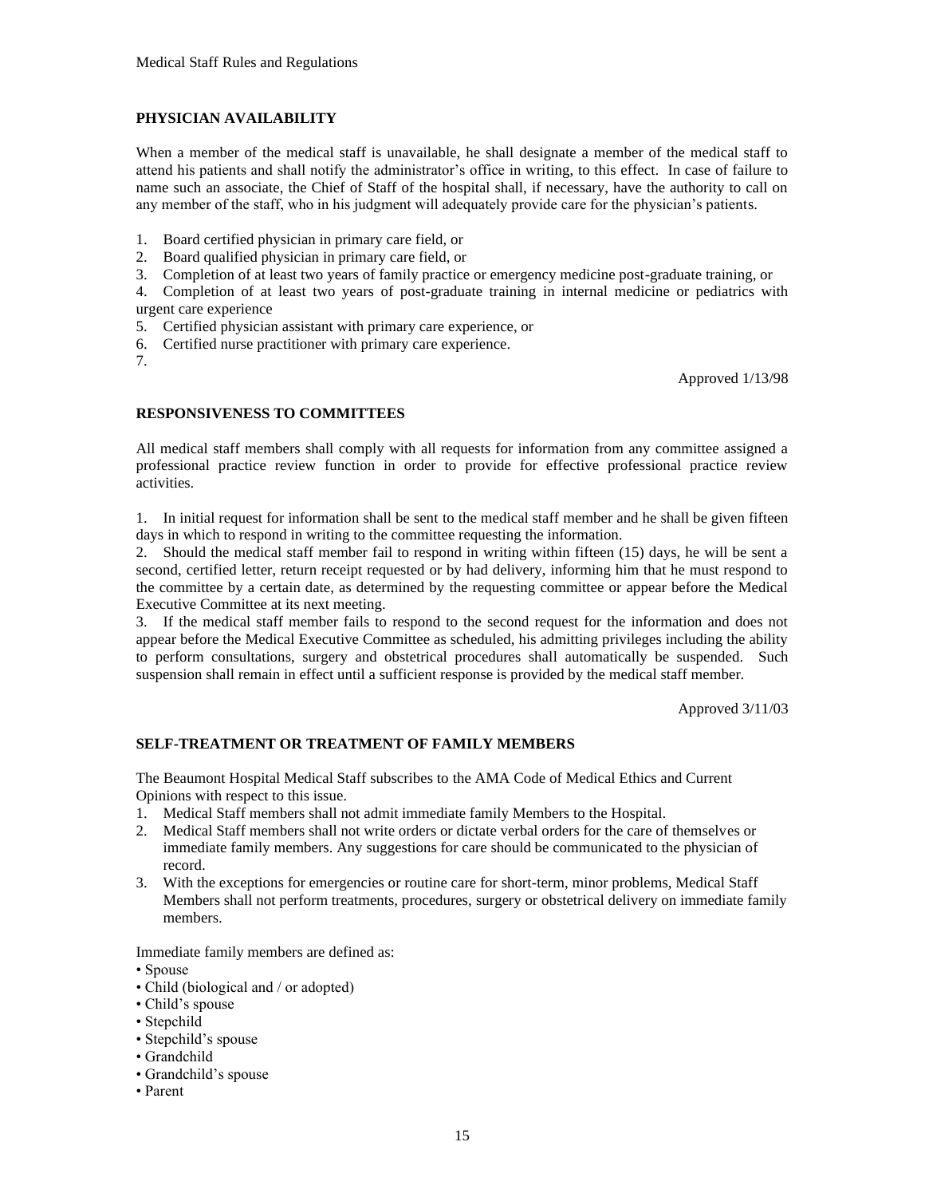## PHYSICIAN AVAILABILITY

When a member of the medical staff is unavailable, he shall designate a member of the medical staff to attend his patients and shall notify the administrator's office in writing, to this effect. In case of failure to name such an associate, the Chief of Staff of the hospital shall, if necessary, have the authority to call on any member of the staff, who in his judgment will adequately provide care for the physician's patients.

1. Board certified physician in primary care field, or
2. Board qualified physician in primary care field, or
3. Completion of at least two years of family practice or emergency medicine post-graduate training, or
4. Completion of at least two years of post-graduate training in internal medicine or pediatrics with urgent care experience
5. Certified physician assistant with primary care experience, or
6. Certified nurse practitioner with primary care experience.
7.

Approved 1/13/98

## RESPONSIVENESS TO COMMITTEES

All medical staff members shall comply with all requests for information from any committee assigned a professional practice review function in order to provide for effective professional practice review activities.

1. In initial request for information shall be sent to the medical staff member and he shall be given fifteen days in which to respond in writing to the committee requesting the information.
2. Should the medical staff member fail to respond in writing within fifteen (15) days, he will be sent a second, certified letter, return receipt requested or by had delivery, informing him that he must respond to the committee by a certain date, as determined by the requesting committee or appear before the Medical Executive Committee at its next meeting.
3. If the medical staff member fails to respond to the second request for the information and does not appear before the Medical Executive Committee as scheduled, his admitting privileges including the ability to perform consultations, surgery and obstetrical procedures shall automatically be suspended. Such suspension shall remain in effect until a sufficient response is provided by the medical staff member.

Approved 3/11/03

## SELF-TREATMENT OR TREATMENT OF FAMILY MEMBERS

The Beaumont Hospital Medical Staff subscribes to the AMA Code of Medical Ethics and Current Opinions with respect to this issue.

1. Medical Staff members shall not admit immediate family Members to the Hospital.
2. Medical Staff members shall not write orders or dictate verbal orders for the care of themselves or immediate family members. Any suggestions for care should be communicated to the physician of record.
3. With the exceptions for emergencies or routine care for short-term, minor problems, Medical Staff Members shall not perform treatments, procedures, surgery or obstetrical delivery on immediate family members.

Immediate family members are defined as:

- Spouse
- Child (biological and / or adopted)
- Child's spouse
- Stepchild
- Stepchild's spouse
- Grandchild
- Grandchild's spouse
- Parent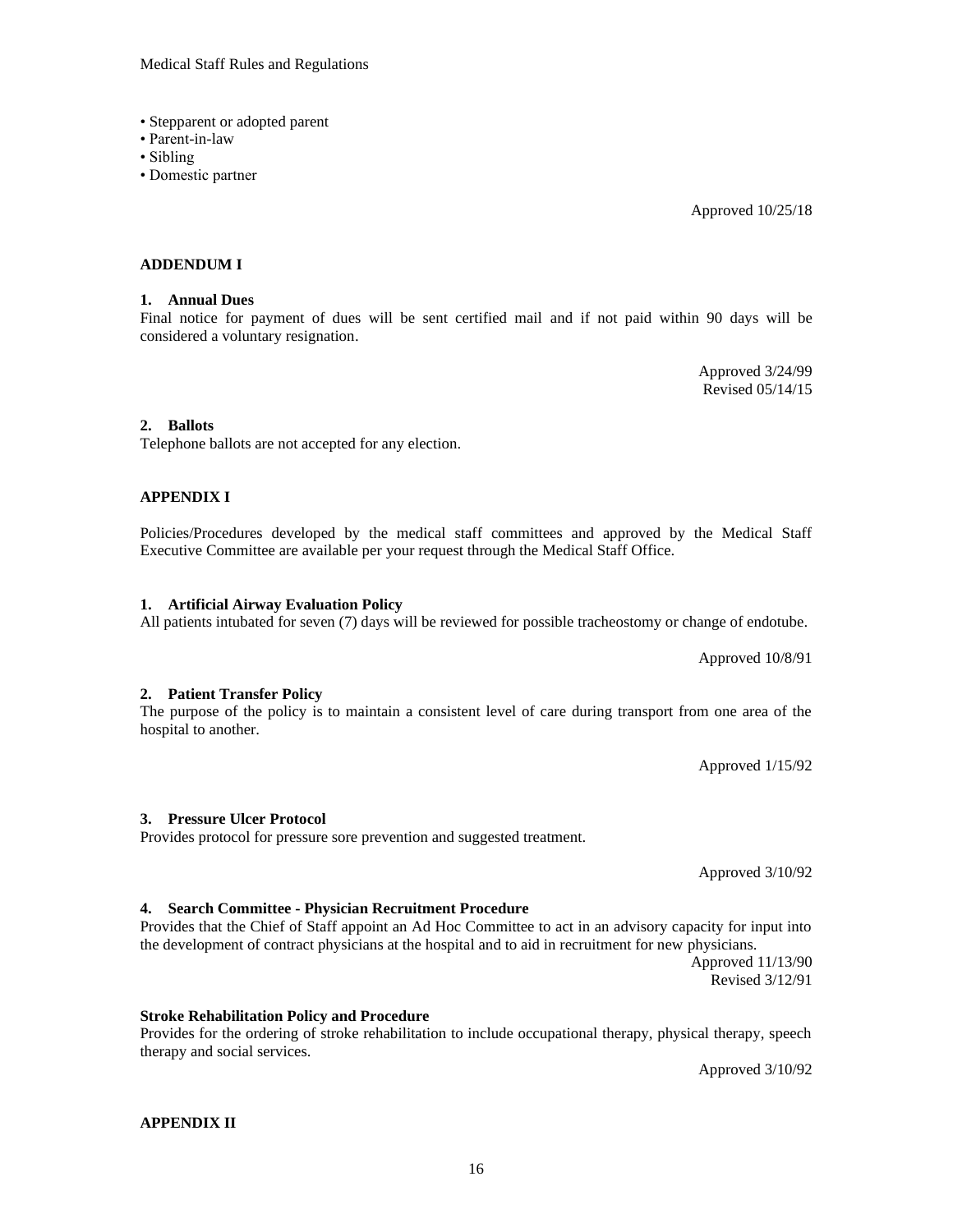- Stepparent or adopted parent
- Parent-in-law
- Sibling
- Domestic partner

Approved 10/25/18

**ADDENDUM I**

**1. Annual Dues**

Final notice for payment of dues will be sent certified mail and if not paid within 90 days will be considered a voluntary resignation.

Approved 3/24/99
Revised 05/14/15

**2. Ballots**

Telephone ballots are not accepted for any election.

**APPENDIX I**

Policies/Procedures developed by the medical staff committees and approved by the Medical Staff Executive Committee are available per your request through the Medical Staff Office.

**1. Artificial Airway Evaluation Policy**

All patients intubated for seven (7) days will be reviewed for possible tracheostomy or change of endotube.

Approved 10/8/91

**2. Patient Transfer Policy**

The purpose of the policy is to maintain a consistent level of care during transport from one area of the hospital to another.

Approved 1/15/92

**3. Pressure Ulcer Protocol**

Provides protocol for pressure sore prevention and suggested treatment.

Approved 3/10/92

**4. Search Committee - Physician Recruitment Procedure**

Provides that the Chief of Staff appoint an Ad Hoc Committee to act in an advisory capacity for input into the development of contract physicians at the hospital and to aid in recruitment for new physicians.

Approved 11/13/90
Revised 3/12/91

**Stroke Rehabilitation Policy and Procedure**

Provides for the ordering of stroke rehabilitation to include occupational therapy, physical therapy, speech therapy and social services.

Approved 3/10/92

**APPENDIX II**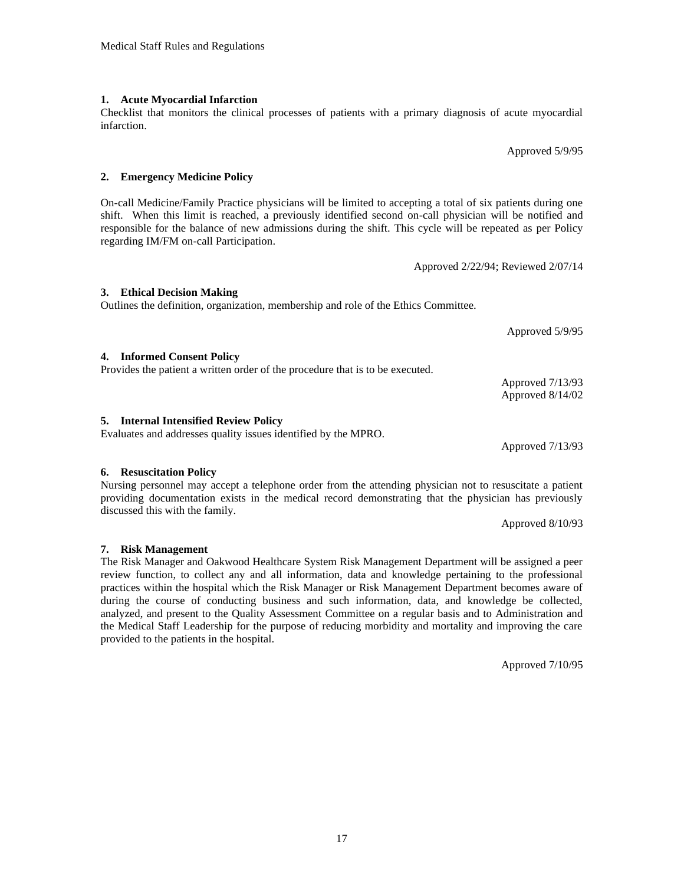**1. Acute Myocardial Infarction**
Checklist that monitors the clinical processes of patients with a primary diagnosis of acute myocardial infarction.

Approved 5/9/95

**2. Emergency Medicine Policy**

On-call Medicine/Family Practice physicians will be limited to accepting a total of six patients during one shift. When this limit is reached, a previously identified second on-call physician will be notified and responsible for the balance of new admissions during the shift. This cycle will be repeated as per Policy regarding IM/FM on-call Participation.

Approved 2/22/94; Reviewed 2/07/14

**3. Ethical Decision Making**
Outlines the definition, organization, membership and role of the Ethics Committee.

Approved 5/9/95

**4. Informed Consent Policy**
Provides the patient a written order of the procedure that is to be executed.

Approved 7/13/93
Approved 8/14/02

**5. Internal Intensified Review Policy**
Evaluates and addresses quality issues identified by the MPRO.

Approved 7/13/93

**6. Resuscitation Policy**
Nursing personnel may accept a telephone order from the attending physician not to resuscitate a patient providing documentation exists in the medical record demonstrating that the physician has previously discussed this with the family.

Approved 8/10/93

**7. Risk Management**
The Risk Manager and Oakwood Healthcare System Risk Management Department will be assigned a peer review function, to collect any and all information, data and knowledge pertaining to the professional practices within the hospital which the Risk Manager or Risk Management Department becomes aware of during the course of conducting business and such information, data, and knowledge be collected, analyzed, and present to the Quality Assessment Committee on a regular basis and to Administration and the Medical Staff Leadership for the purpose of reducing morbidity and mortality and improving the care provided to the patients in the hospital.

Approved 7/10/95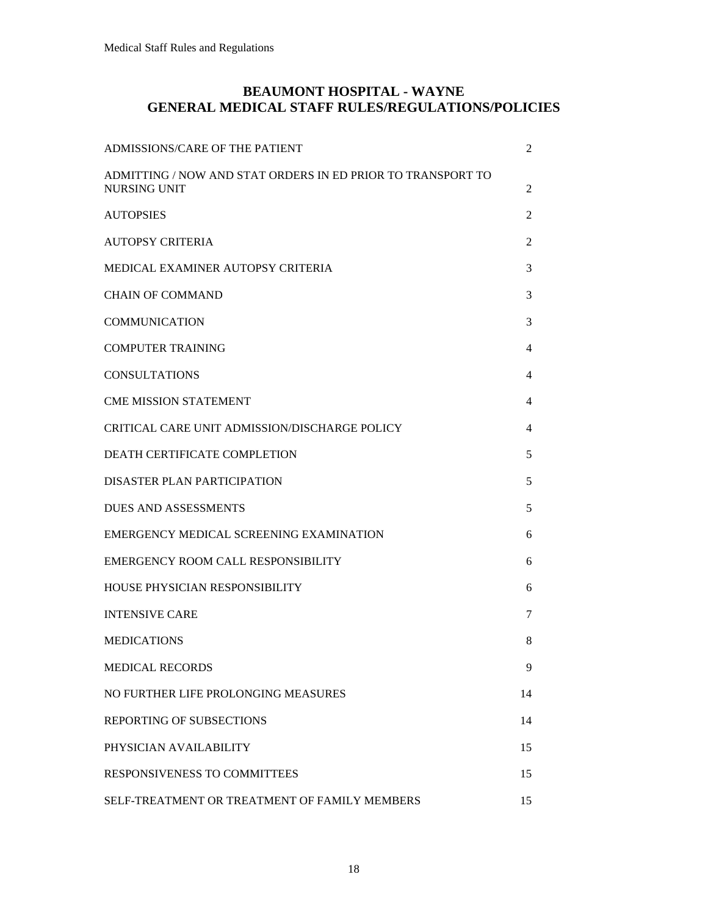# BEAUMONT HOSPITAL - WAYNE
# GENERAL MEDICAL STAFF RULES/REGULATIONS/POLICIES

| | |
|---|---|
| ADMISSIONS/CARE OF THE PATIENT | 2 |
| ADMITTING / NOW AND STAT ORDERS IN ED PRIOR TO TRANSPORT TO NURSING UNIT | 2 |
| AUTOPSIES | 2 |
| AUTOPSY CRITERIA | 2 |
| MEDICAL EXAMINER AUTOPSY CRITERIA | 3 |
| CHAIN OF COMMAND | 3 |
| COMMUNICATION | 3 |
| COMPUTER TRAINING | 4 |
| CONSULTATIONS | 4 |
| CME MISSION STATEMENT | 4 |
| CRITICAL CARE UNIT ADMISSION/DISCHARGE POLICY | 4 |
| DEATH CERTIFICATE COMPLETION | 5 |
| DISASTER PLAN PARTICIPATION | 5 |
| DUES AND ASSESSMENTS | 5 |
| EMERGENCY MEDICAL SCREENING EXAMINATION | 6 |
| EMERGENCY ROOM CALL RESPONSIBILITY | 6 |
| HOUSE PHYSICIAN RESPONSIBILITY | 6 |
| INTENSIVE CARE | 7 |
| MEDICATIONS | 8 |
| MEDICAL RECORDS | 9 |
| NO FURTHER LIFE PROLONGING MEASURES | 14 |
| REPORTING OF SUBSECTIONS | 14 |
| PHYSICIAN AVAILABILITY | 15 |
| RESPONSIVENESS TO COMMITTEES | 15 |
| SELF-TREATMENT OR TREATMENT OF FAMILY MEMBERS | 15 |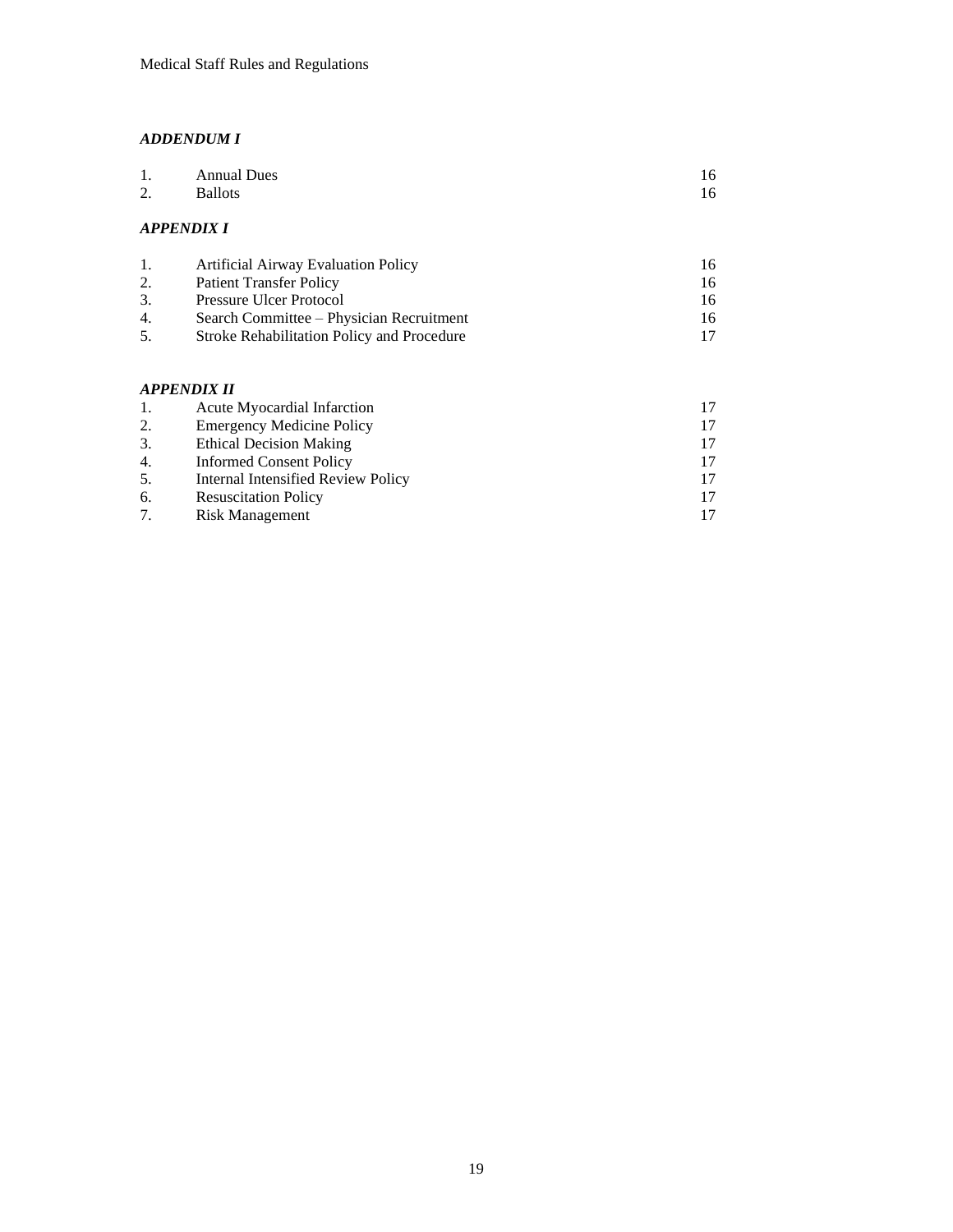### *ADDENDUM I*

| | | |
|---|---|---|
| 1. | Annual Dues | 16 |
| 2. | Ballots | 16 |

### *APPENDIX I*

| | | |
|---|---|---|
| 1. | Artificial Airway Evaluation Policy | 16 |
| 2. | Patient Transfer Policy | 16 |
| 3. | Pressure Ulcer Protocol | 16 |
| 4. | Search Committee – Physician Recruitment | 16 |
| 5. | Stroke Rehabilitation Policy and Procedure | 17 |

### *APPENDIX II*

| | | |
|---|---|---|
| 1. | Acute Myocardial Infarction | 17 |
| 2. | Emergency Medicine Policy | 17 |
| 3. | Ethical Decision Making | 17 |
| 4. | Informed Consent Policy | 17 |
| 5. | Internal Intensified Review Policy | 17 |
| 6. | Resuscitation Policy | 17 |
| 7. | Risk Management | 17 |